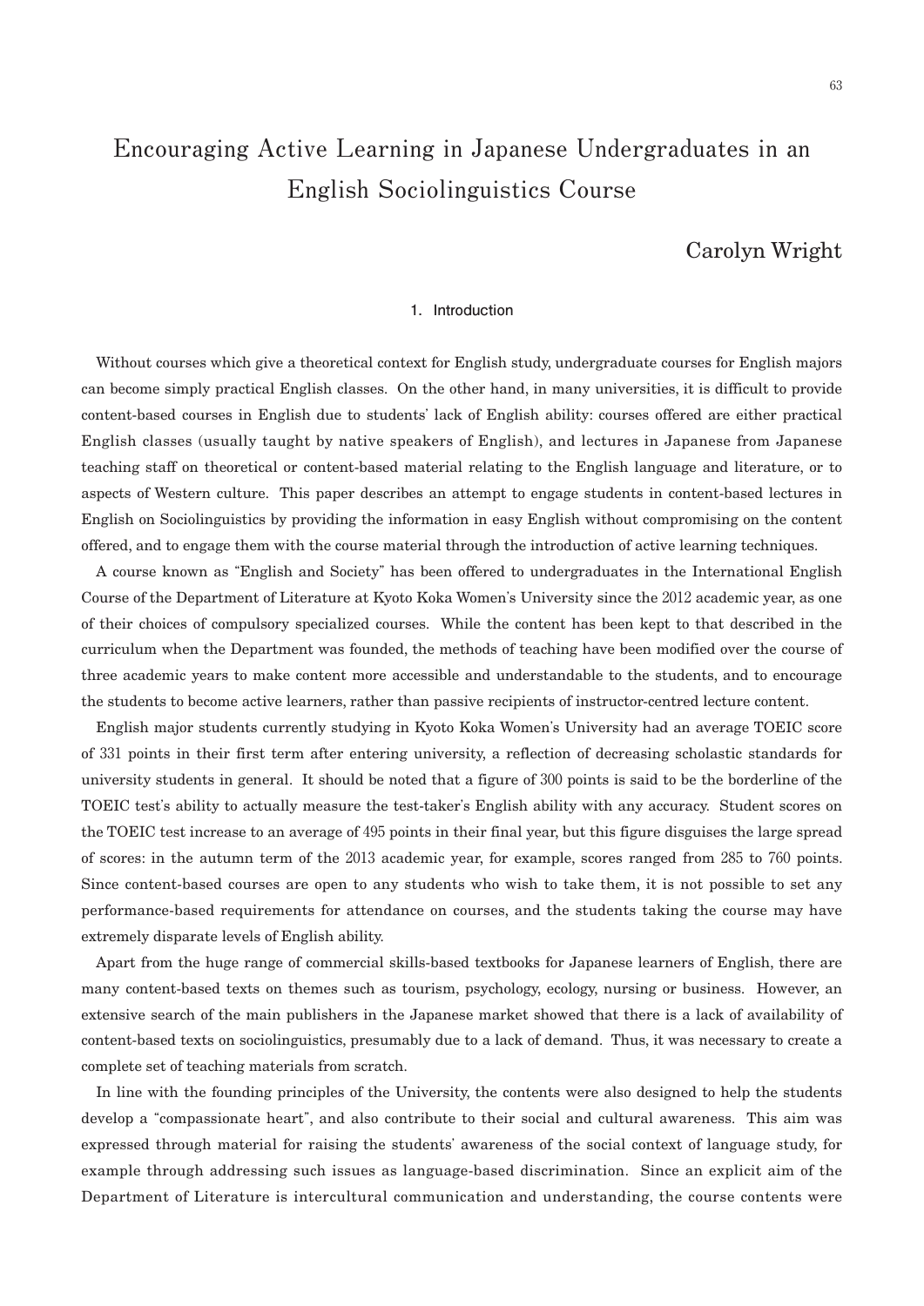# Encouraging Active Learning in Japanese Undergraduates in an English Sociolinguistics Course

Carolyn Wright

## 1. Introduction

Without courses which give a theoretical context for English study, undergraduate courses for English majors can become simply practical English classes. On the other hand, in many universities, it is difficult to provide content-based courses in English due to students' lack of English ability: courses offered are either practical English classes (usually taught by native speakers of English), and lectures in Japanese from Japanese teaching staff on theoretical or content-based material relating to the English language and literature, or to aspects of Western culture. This paper describes an attempt to engage students in content-based lectures in English on Sociolinguistics by providing the information in easy English without compromising on the content offered, and to engage them with the course material through the introduction of active learning techniques.

A course known as "English and Society" has been offered to undergraduates in the International English Course of the Department of Literature at Kyoto Koka Women's University since the 2012 academic year, as one of their choices of compulsory specialized courses. While the content has been kept to that described in the curriculum when the Department was founded, the methods of teaching have been modified over the course of three academic years to make content more accessible and understandable to the students, and to encourage the students to become active learners, rather than passive recipients of instructor-centred lecture content.

English major students currently studying in Kyoto Koka Women's University had an average TOEIC score of 331 points in their first term after entering university, a reflection of decreasing scholastic standards for university students in general. It should be noted that a figure of 300 points is said to be the borderline of the TOEIC test's ability to actually measure the test-taker's English ability with any accuracy. Student scores on the TOEIC test increase to an average of 495 points in their final year, but this figure disguises the large spread of scores: in the autumn term of the 2013 academic year, for example, scores ranged from 285 to 760 points. Since content-based courses are open to any students who wish to take them, it is not possible to set any performance-based requirements for attendance on courses, and the students taking the course may have extremely disparate levels of English ability.

Apart from the huge range of commercial skills-based textbooks for Japanese learners of English, there are many content-based texts on themes such as tourism, psychology, ecology, nursing or business. However, an extensive search of the main publishers in the Japanese market showed that there is a lack of availability of content-based texts on sociolinguistics, presumably due to a lack of demand. Thus, it was necessary to create a complete set of teaching materials from scratch.

In line with the founding principles of the University, the contents were also designed to help the students develop a "compassionate heart", and also contribute to their social and cultural awareness. This aim was expressed through material for raising the students' awareness of the social context of language study, for example through addressing such issues as language-based discrimination. Since an explicit aim of the Department of Literature is intercultural communication and understanding, the course contents were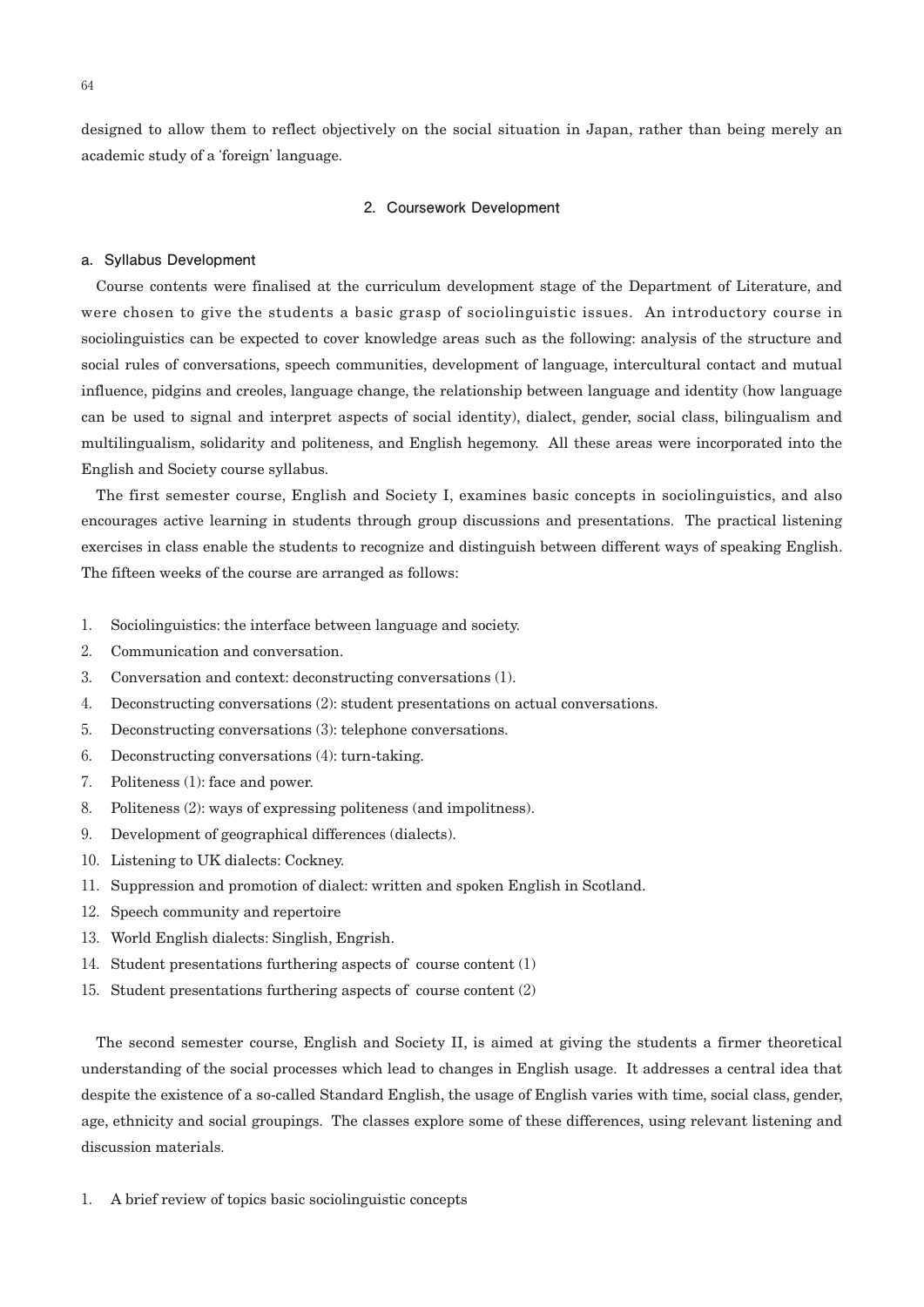designed to allow them to reflect objectively on the social situation in Japan, rather than being merely an academic study of a 'foreign' language.

## 2. Coursework Development

### a. Syllabus Development

Course contents were finalised at the curriculum development stage of the Department of Literature, and were chosen to give the students a basic grasp of sociolinguistic issues. An introductory course in sociolinguistics can be expected to cover knowledge areas such as the following: analysis of the structure and social rules of conversations, speech communities, development of language, intercultural contact and mutual influence, pidgins and creoles, language change, the relationship between language and identity (how language can be used to signal and interpret aspects of social identity), dialect, gender, social class, bilingualism and multilingualism, solidarity and politeness, and English hegemony. All these areas were incorporated into the English and Society course syllabus.

The first semester course, English and Society I, examines basic concepts in sociolinguistics, and also encourages active learning in students through group discussions and presentations. The practical listening exercises in class enable the students to recognize and distinguish between different ways of speaking English. The fifteen weeks of the course are arranged as follows:

1. Sociolinguistics: the interface between language and society.
2. Communication and conversation.
3. Conversation and context: deconstructing conversations (1).
4. Deconstructing conversations (2): student presentations on actual conversations.
5. Deconstructing conversations (3): telephone conversations.
6. Deconstructing conversations (4): turn-taking.
7. Politeness (1): face and power.
8. Politeness (2): ways of expressing politeness (and impolitness).
9. Development of geographical differences (dialects).
10. Listening to UK dialects: Cockney.
11. Suppression and promotion of dialect: written and spoken English in Scotland.
12. Speech community and repertoire
13. World English dialects: Singlish, Engrish.
14. Student presentations furthering aspects of course content (1)
15. Student presentations furthering aspects of course content (2)

The second semester course, English and Society II, is aimed at giving the students a firmer theoretical understanding of the social processes which lead to changes in English usage. It addresses a central idea that despite the existence of a so-called Standard English, the usage of English varies with time, social class, gender, age, ethnicity and social groupings. The classes explore some of these differences, using relevant listening and discussion materials.

1. A brief review of topics basic sociolinguistic concepts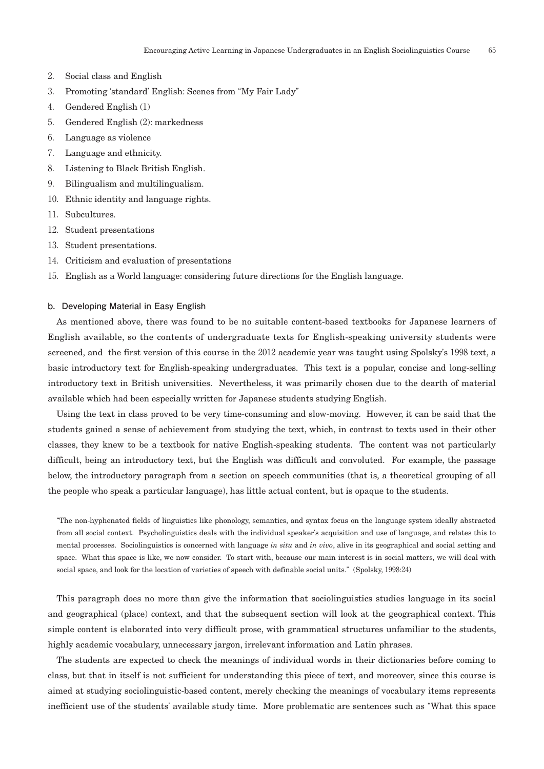2. Social class and English
3. Promoting 'standard' English: Scenes from "My Fair Lady"
4. Gendered English (1)
5. Gendered English (2): markedness
6. Language as violence
7. Language and ethnicity.
8. Listening to Black British English.
9. Bilingualism and multilingualism.
10. Ethnic identity and language rights.
11. Subcultures.
12. Student presentations
13. Student presentations.
14. Criticism and evaluation of presentations
15. English as a World language: considering future directions for the English language.

### b. Developing Material in Easy English

As mentioned above, there was found to be no suitable content-based textbooks for Japanese learners of English available, so the contents of undergraduate texts for English-speaking university students were screened, and the first version of this course in the 2012 academic year was taught using Spolsky's 1998 text, a basic introductory text for English-speaking undergraduates. This text is a popular, concise and long-selling introductory text in British universities. Nevertheless, it was primarily chosen due to the dearth of material available which had been especially written for Japanese students studying English.

Using the text in class proved to be very time-consuming and slow-moving. However, it can be said that the students gained a sense of achievement from studying the text, which, in contrast to texts used in their other classes, they knew to be a textbook for native English-speaking students. The content was not particularly difficult, being an introductory text, but the English was difficult and convoluted. For example, the passage below, the introductory paragraph from a section on speech communities (that is, a theoretical grouping of all the people who speak a particular language), has little actual content, but is opaque to the students.

> "The non-hyphenated fields of linguistics like phonology, semantics, and syntax focus on the language system ideally abstracted from all social context. Psycholinguistics deals with the individual speaker's acquisition and use of language, and relates this to mental processes. Sociolinguistics is concerned with language *in situ* and *in vivo*, alive in its geographical and social setting and space. What this space is like, we now consider. To start with, because our main interest is in social matters, we will deal with social space, and look for the location of varieties of speech with definable social units." (Spolsky, 1998:24)

This paragraph does no more than give the information that sociolinguistics studies language in its social and geographical (place) context, and that the subsequent section will look at the geographical context. This simple content is elaborated into very difficult prose, with grammatical structures unfamiliar to the students, highly academic vocabulary, unnecessary jargon, irrelevant information and Latin phrases.

The students are expected to check the meanings of individual words in their dictionaries before coming to class, but that in itself is not sufficient for understanding this piece of text, and moreover, since this course is aimed at studying sociolinguistic-based content, merely checking the meanings of vocabulary items represents inefficient use of the students' available study time. More problematic are sentences such as "What this space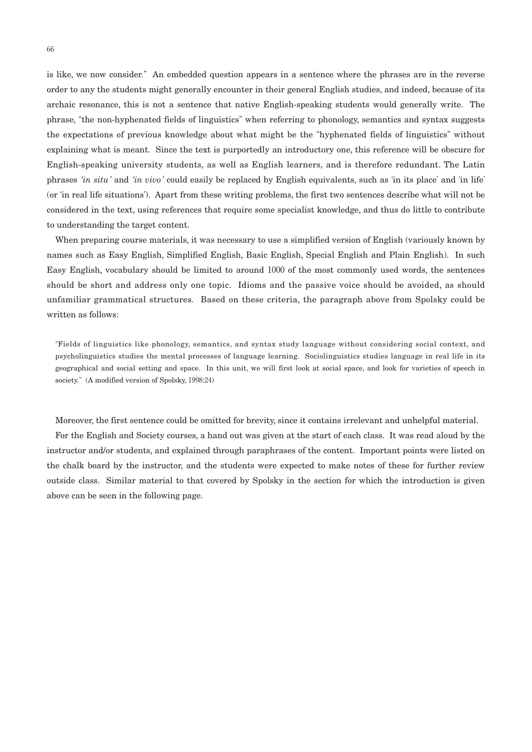is like, we now consider." An embedded question appears in a sentence where the phrases are in the reverse order to any the students might generally encounter in their general English studies, and indeed, because of its archaic resonance, this is not a sentence that native English-speaking students would generally write. The phrase, "the non-hyphenated fields of linguistics" when referring to phonology, semantics and syntax suggests the expectations of previous knowledge about what might be the "hyphenated fields of linguistics" without explaining what is meant. Since the text is purportedly an introductory one, this reference will be obscure for English-speaking university students, as well as English learners, and is therefore redundant. The Latin phrases *'in situ'* and *'in vivo'* could easily be replaced by English equivalents, such as 'in its place' and 'in life' (or 'in real life situations'). Apart from these writing problems, the first two sentences describe what will not be considered in the text, using references that require some specialist knowledge, and thus do little to contribute to understanding the target content.

When preparing course materials, it was necessary to use a simplified version of English (variously known by names such as Easy English, Simplified English, Basic English, Special English and Plain English). In such Easy English, vocabulary should be limited to around 1000 of the most commonly used words, the sentences should be short and address only one topic. Idioms and the passive voice should be avoided, as should unfamiliar grammatical structures. Based on these criteria, the paragraph above from Spolsky could be written as follows:

> "Fields of linguistics like phonology, semantics, and syntax study language without considering social context, and psycholinguistics studies the mental processes of language learning. Sociolinguistics studies language in real life in its geographical and social setting and space. In this unit, we will first look at social space, and look for varieties of speech in society." (A modified version of Spolsky, 1998:24)

Moreover, the first sentence could be omitted for brevity, since it contains irrelevant and unhelpful material.

For the English and Society courses, a hand out was given at the start of each class. It was read aloud by the instructor and/or students, and explained through paraphrases of the content. Important points were listed on the chalk board by the instructor, and the students were expected to make notes of these for further review outside class. Similar material to that covered by Spolsky in the section for which the introduction is given above can be seen in the following page.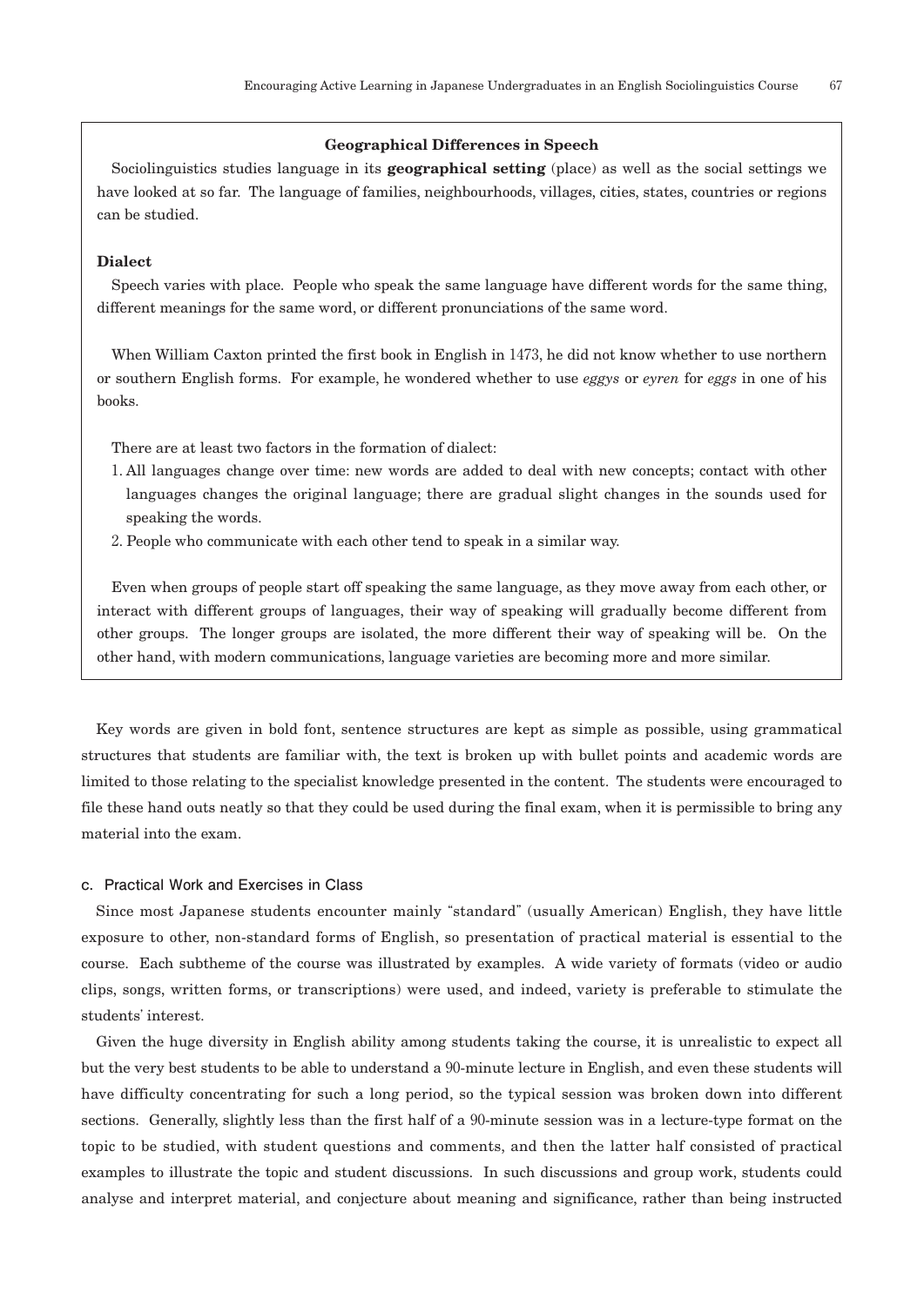### Geographical Differences in Speech

Sociolinguistics studies language in its **geographical setting** (place) as well as the social settings we have looked at so far. The language of families, neighbourhoods, villages, cities, states, countries or regions can be studied.

**Dialect**

Speech varies with place. People who speak the same language have different words for the same thing, different meanings for the same word, or different pronunciations of the same word.

When William Caxton printed the first book in English in 1473, he did not know whether to use northern or southern English forms. For example, he wondered whether to use *eggys* or *eyren* for *eggs* in one of his books.

There are at least two factors in the formation of dialect:

1. All languages change over time: new words are added to deal with new concepts; contact with other languages changes the original language; there are gradual slight changes in the sounds used for speaking the words.
2. People who communicate with each other tend to speak in a similar way.

Even when groups of people start off speaking the same language, as they move away from each other, or interact with different groups of languages, their way of speaking will gradually become different from other groups. The longer groups are isolated, the more different their way of speaking will be. On the other hand, with modern communications, language varieties are becoming more and more similar.

Key words are given in bold font, sentence structures are kept as simple as possible, using grammatical structures that students are familiar with, the text is broken up with bullet points and academic words are limited to those relating to the specialist knowledge presented in the content. The students were encouraged to file these hand outs neatly so that they could be used during the final exam, when it is permissible to bring any material into the exam.

#### c. Practical Work and Exercises in Class

Since most Japanese students encounter mainly "standard" (usually American) English, they have little exposure to other, non-standard forms of English, so presentation of practical material is essential to the course. Each subtheme of the course was illustrated by examples. A wide variety of formats (video or audio clips, songs, written forms, or transcriptions) were used, and indeed, variety is preferable to stimulate the students' interest.

Given the huge diversity in English ability among students taking the course, it is unrealistic to expect all but the very best students to be able to understand a 90-minute lecture in English, and even these students will have difficulty concentrating for such a long period, so the typical session was broken down into different sections. Generally, slightly less than the first half of a 90-minute session was in a lecture-type format on the topic to be studied, with student questions and comments, and then the latter half consisted of practical examples to illustrate the topic and student discussions. In such discussions and group work, students could analyse and interpret material, and conjecture about meaning and significance, rather than being instructed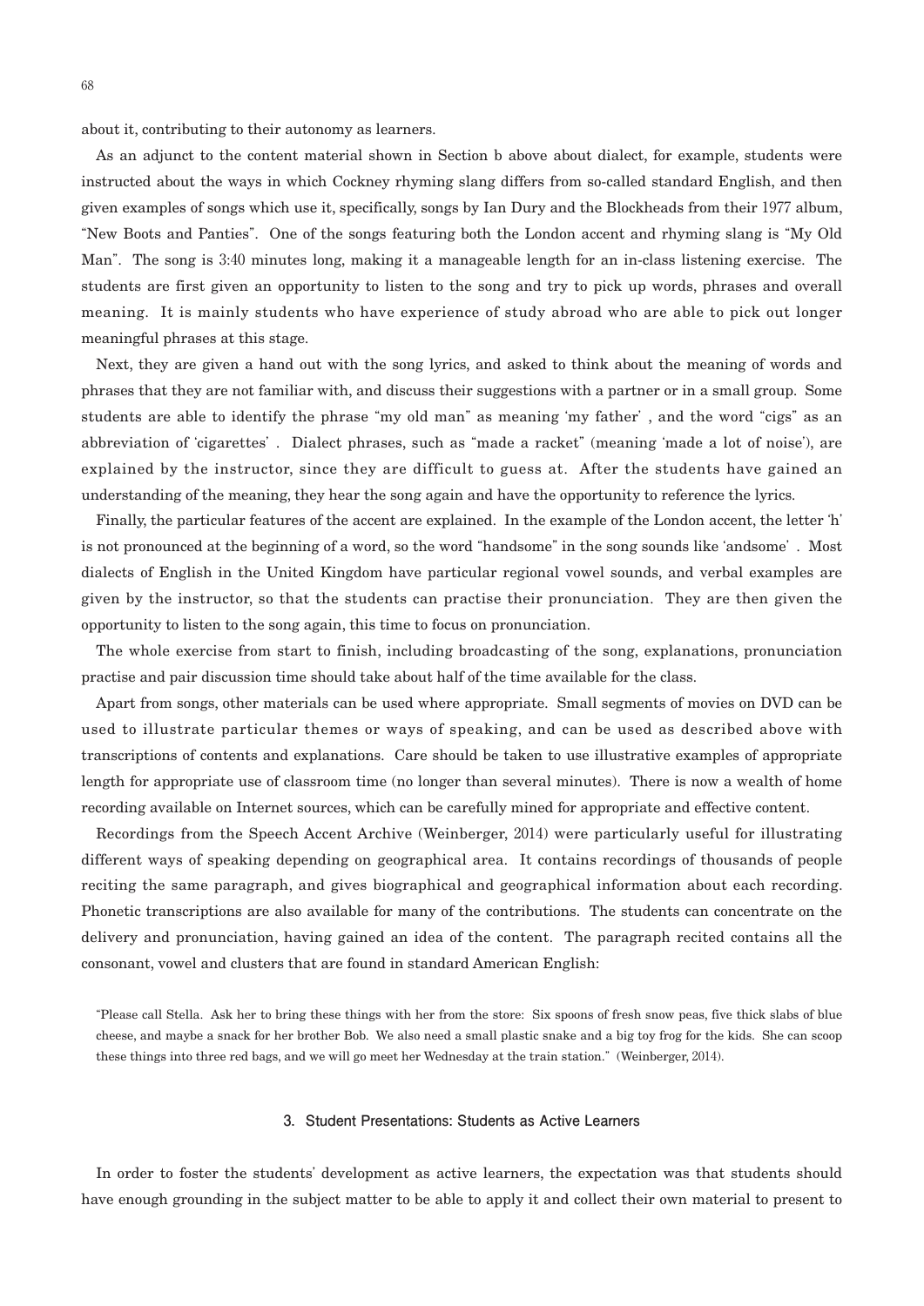about it, contributing to their autonomy as learners.

As an adjunct to the content material shown in Section b above about dialect, for example, students were instructed about the ways in which Cockney rhyming slang differs from so-called standard English, and then given examples of songs which use it, specifically, songs by Ian Dury and the Blockheads from their 1977 album, "New Boots and Panties". One of the songs featuring both the London accent and rhyming slang is "My Old Man". The song is 3:40 minutes long, making it a manageable length for an in-class listening exercise. The students are first given an opportunity to listen to the song and try to pick up words, phrases and overall meaning. It is mainly students who have experience of study abroad who are able to pick out longer meaningful phrases at this stage.

Next, they are given a hand out with the song lyrics, and asked to think about the meaning of words and phrases that they are not familiar with, and discuss their suggestions with a partner or in a small group. Some students are able to identify the phrase "my old man" as meaning 'my father' , and the word "cigs" as an abbreviation of 'cigarettes' . Dialect phrases, such as "made a racket" (meaning 'made a lot of noise'), are explained by the instructor, since they are difficult to guess at. After the students have gained an understanding of the meaning, they hear the song again and have the opportunity to reference the lyrics.

Finally, the particular features of the accent are explained. In the example of the London accent, the letter 'h' is not pronounced at the beginning of a word, so the word "handsome" in the song sounds like 'andsome' . Most dialects of English in the United Kingdom have particular regional vowel sounds, and verbal examples are given by the instructor, so that the students can practise their pronunciation. They are then given the opportunity to listen to the song again, this time to focus on pronunciation.

The whole exercise from start to finish, including broadcasting of the song, explanations, pronunciation practise and pair discussion time should take about half of the time available for the class.

Apart from songs, other materials can be used where appropriate. Small segments of movies on DVD can be used to illustrate particular themes or ways of speaking, and can be used as described above with transcriptions of contents and explanations. Care should be taken to use illustrative examples of appropriate length for appropriate use of classroom time (no longer than several minutes). There is now a wealth of home recording available on Internet sources, which can be carefully mined for appropriate and effective content.

Recordings from the Speech Accent Archive (Weinberger, 2014) were particularly useful for illustrating different ways of speaking depending on geographical area. It contains recordings of thousands of people reciting the same paragraph, and gives biographical and geographical information about each recording. Phonetic transcriptions are also available for many of the contributions. The students can concentrate on the delivery and pronunciation, having gained an idea of the content. The paragraph recited contains all the consonant, vowel and clusters that are found in standard American English:

> "Please call Stella. Ask her to bring these things with her from the store: Six spoons of fresh snow peas, five thick slabs of blue cheese, and maybe a snack for her brother Bob. We also need a small plastic snake and a big toy frog for the kids. She can scoop these things into three red bags, and we will go meet her Wednesday at the train station." (Weinberger, 2014).

### 3. Student Presentations: Students as Active Learners

In order to foster the students' development as active learners, the expectation was that students should have enough grounding in the subject matter to be able to apply it and collect their own material to present to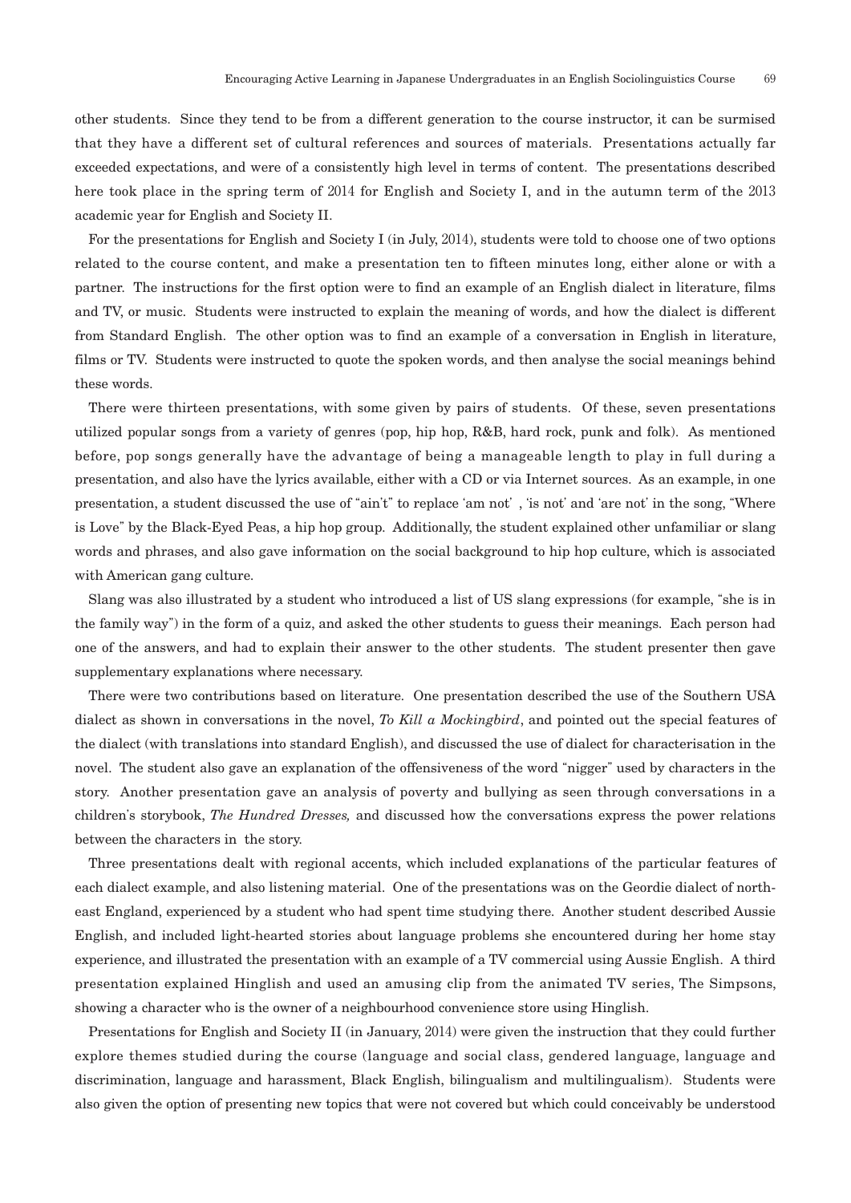other students. Since they tend to be from a different generation to the course instructor, it can be surmised that they have a different set of cultural references and sources of materials. Presentations actually far exceeded expectations, and were of a consistently high level in terms of content. The presentations described here took place in the spring term of 2014 for English and Society I, and in the autumn term of the 2013 academic year for English and Society II.

For the presentations for English and Society I (in July, 2014), students were told to choose one of two options related to the course content, and make a presentation ten to fifteen minutes long, either alone or with a partner. The instructions for the first option were to find an example of an English dialect in literature, films and TV, or music. Students were instructed to explain the meaning of words, and how the dialect is different from Standard English. The other option was to find an example of a conversation in English in literature, films or TV. Students were instructed to quote the spoken words, and then analyse the social meanings behind these words.

There were thirteen presentations, with some given by pairs of students. Of these, seven presentations utilized popular songs from a variety of genres (pop, hip hop, R&B, hard rock, punk and folk). As mentioned before, pop songs generally have the advantage of being a manageable length to play in full during a presentation, and also have the lyrics available, either with a CD or via Internet sources. As an example, in one presentation, a student discussed the use of "ain't" to replace 'am not' , 'is not' and 'are not' in the song, "Where is Love" by the Black-Eyed Peas, a hip hop group. Additionally, the student explained other unfamiliar or slang words and phrases, and also gave information on the social background to hip hop culture, which is associated with American gang culture.

Slang was also illustrated by a student who introduced a list of US slang expressions (for example, "she is in the family way") in the form of a quiz, and asked the other students to guess their meanings. Each person had one of the answers, and had to explain their answer to the other students. The student presenter then gave supplementary explanations where necessary.

There were two contributions based on literature. One presentation described the use of the Southern USA dialect as shown in conversations in the novel, *To Kill a Mockingbird*, and pointed out the special features of the dialect (with translations into standard English), and discussed the use of dialect for characterisation in the novel. The student also gave an explanation of the offensiveness of the word "nigger" used by characters in the story. Another presentation gave an analysis of poverty and bullying as seen through conversations in a children's storybook, *The Hundred Dresses,* and discussed how the conversations express the power relations between the characters in the story.

Three presentations dealt with regional accents, which included explanations of the particular features of each dialect example, and also listening material. One of the presentations was on the Geordie dialect of north-east England, experienced by a student who had spent time studying there. Another student described Aussie English, and included light-hearted stories about language problems she encountered during her home stay experience, and illustrated the presentation with an example of a TV commercial using Aussie English. A third presentation explained Hinglish and used an amusing clip from the animated TV series, The Simpsons, showing a character who is the owner of a neighbourhood convenience store using Hinglish.

Presentations for English and Society II (in January, 2014) were given the instruction that they could further explore themes studied during the course (language and social class, gendered language, language and discrimination, language and harassment, Black English, bilingualism and multilingualism). Students were also given the option of presenting new topics that were not covered but which could conceivably be understood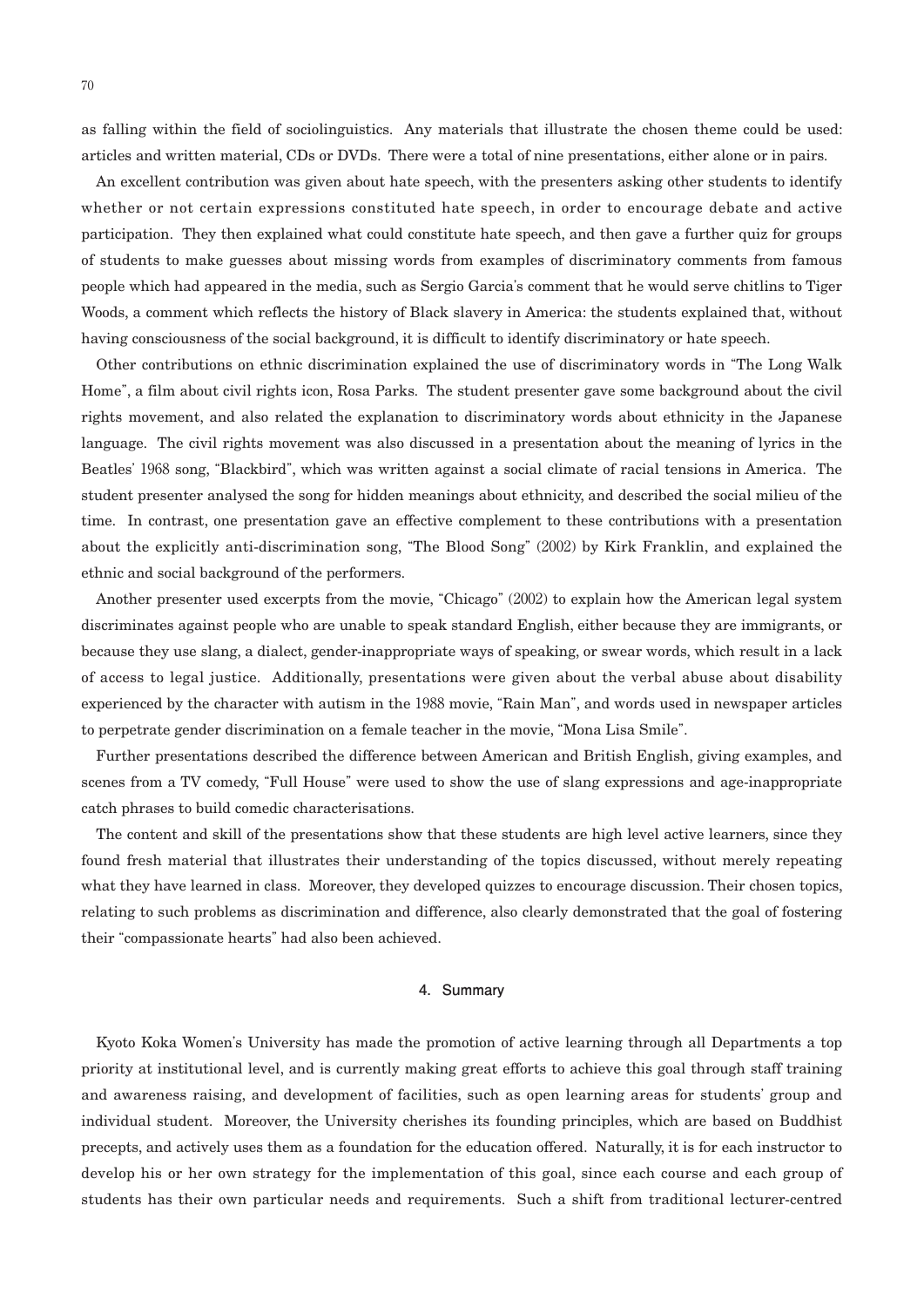as falling within the field of sociolinguistics. Any materials that illustrate the chosen theme could be used: articles and written material, CDs or DVDs. There were a total of nine presentations, either alone or in pairs.

An excellent contribution was given about hate speech, with the presenters asking other students to identify whether or not certain expressions constituted hate speech, in order to encourage debate and active participation. They then explained what could constitute hate speech, and then gave a further quiz for groups of students to make guesses about missing words from examples of discriminatory comments from famous people which had appeared in the media, such as Sergio Garcia's comment that he would serve chitlins to Tiger Woods, a comment which reflects the history of Black slavery in America: the students explained that, without having consciousness of the social background, it is difficult to identify discriminatory or hate speech.

Other contributions on ethnic discrimination explained the use of discriminatory words in "The Long Walk Home", a film about civil rights icon, Rosa Parks. The student presenter gave some background about the civil rights movement, and also related the explanation to discriminatory words about ethnicity in the Japanese language. The civil rights movement was also discussed in a presentation about the meaning of lyrics in the Beatles' 1968 song, "Blackbird", which was written against a social climate of racial tensions in America. The student presenter analysed the song for hidden meanings about ethnicity, and described the social milieu of the time. In contrast, one presentation gave an effective complement to these contributions with a presentation about the explicitly anti-discrimination song, "The Blood Song" (2002) by Kirk Franklin, and explained the ethnic and social background of the performers.

Another presenter used excerpts from the movie, "Chicago" (2002) to explain how the American legal system discriminates against people who are unable to speak standard English, either because they are immigrants, or because they use slang, a dialect, gender-inappropriate ways of speaking, or swear words, which result in a lack of access to legal justice. Additionally, presentations were given about the verbal abuse about disability experienced by the character with autism in the 1988 movie, "Rain Man", and words used in newspaper articles to perpetrate gender discrimination on a female teacher in the movie, "Mona Lisa Smile".

Further presentations described the difference between American and British English, giving examples, and scenes from a TV comedy, "Full House" were used to show the use of slang expressions and age-inappropriate catch phrases to build comedic characterisations.

The content and skill of the presentations show that these students are high level active learners, since they found fresh material that illustrates their understanding of the topics discussed, without merely repeating what they have learned in class. Moreover, they developed quizzes to encourage discussion. Their chosen topics, relating to such problems as discrimination and difference, also clearly demonstrated that the goal of fostering their "compassionate hearts" had also been achieved.

## 4. Summary

Kyoto Koka Women's University has made the promotion of active learning through all Departments a top priority at institutional level, and is currently making great efforts to achieve this goal through staff training and awareness raising, and development of facilities, such as open learning areas for students' group and individual student. Moreover, the University cherishes its founding principles, which are based on Buddhist precepts, and actively uses them as a foundation for the education offered. Naturally, it is for each instructor to develop his or her own strategy for the implementation of this goal, since each course and each group of students has their own particular needs and requirements. Such a shift from traditional lecturer-centred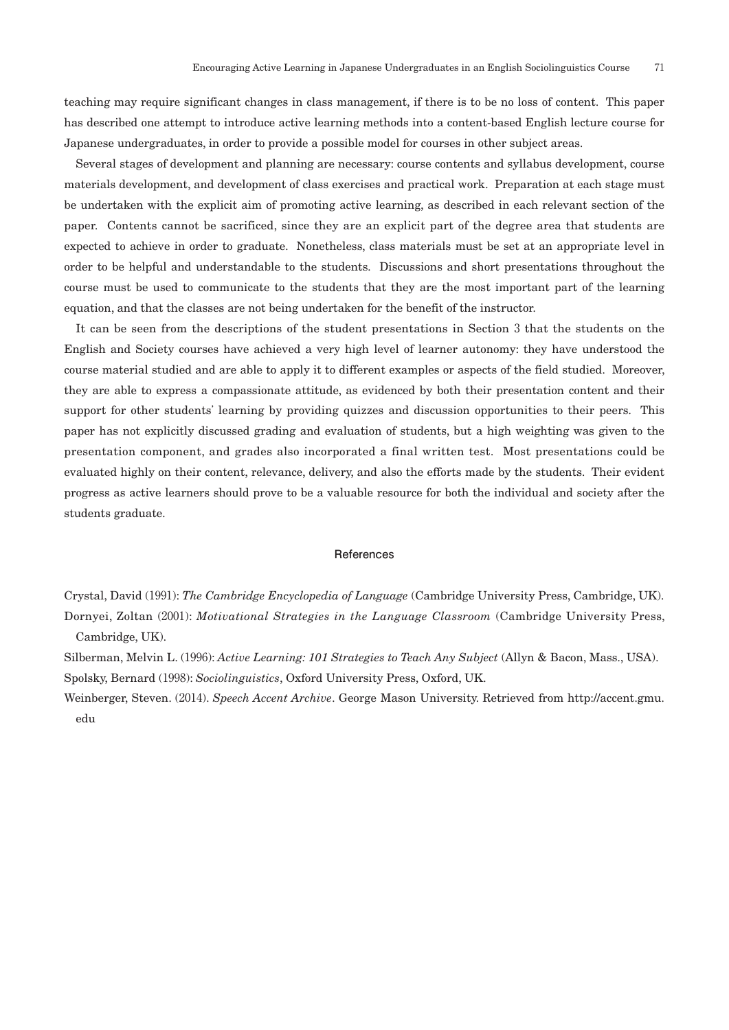teaching may require significant changes in class management, if there is to be no loss of content. This paper has described one attempt to introduce active learning methods into a content-based English lecture course for Japanese undergraduates, in order to provide a possible model for courses in other subject areas.

Several stages of development and planning are necessary: course contents and syllabus development, course materials development, and development of class exercises and practical work. Preparation at each stage must be undertaken with the explicit aim of promoting active learning, as described in each relevant section of the paper. Contents cannot be sacrificed, since they are an explicit part of the degree area that students are expected to achieve in order to graduate. Nonetheless, class materials must be set at an appropriate level in order to be helpful and understandable to the students. Discussions and short presentations throughout the course must be used to communicate to the students that they are the most important part of the learning equation, and that the classes are not being undertaken for the benefit of the instructor.

It can be seen from the descriptions of the student presentations in Section 3 that the students on the English and Society courses have achieved a very high level of learner autonomy: they have understood the course material studied and are able to apply it to different examples or aspects of the field studied. Moreover, they are able to express a compassionate attitude, as evidenced by both their presentation content and their support for other students' learning by providing quizzes and discussion opportunities to their peers. This paper has not explicitly discussed grading and evaluation of students, but a high weighting was given to the presentation component, and grades also incorporated a final written test. Most presentations could be evaluated highly on their content, relevance, delivery, and also the efforts made by the students. Their evident progress as active learners should prove to be a valuable resource for both the individual and society after the students graduate.

## References

Crystal, David (1991): *The Cambridge Encyclopedia of Language* (Cambridge University Press, Cambridge, UK).

Dornyei, Zoltan (2001): *Motivational Strategies in the Language Classroom* (Cambridge University Press, Cambridge, UK).

Silberman, Melvin L. (1996): *Active Learning: 101 Strategies to Teach Any Subject* (Allyn & Bacon, Mass., USA).

Spolsky, Bernard (1998): *Sociolinguistics*, Oxford University Press, Oxford, UK.

Weinberger, Steven. (2014). *Speech Accent Archive*. George Mason University. Retrieved from http://accent.gmu.edu